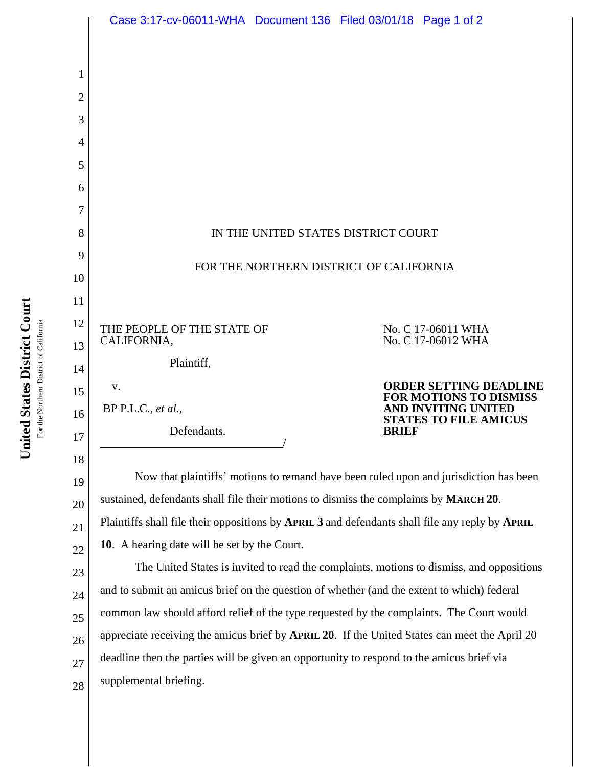IN THE UNITED STATES DISTRICT COURT

FOR THE NORTHERN DISTRICT OF CALIFORNIA

THE PEOPLE OF THE STATE OF CALIFORNIA,

Plaintiff,

v.

BP P.L.C., *et al.*,

Defendants.
_______________________________/

No. C 17-06011 WHA
No. C 17-06012 WHA

**ORDER SETTING DEADLINE FOR MOTIONS TO DISMISS AND INVITING UNITED STATES TO FILE AMICUS BRIEF**

Now that plaintiffs' motions to remand have been ruled upon and jurisdiction has been sustained, defendants shall file their motions to dismiss the complaints by **MARCH 20**. Plaintiffs shall file their oppositions by **APRIL 3** and defendants shall file any reply by **APRIL 10**. A hearing date will be set by the Court.

The United States is invited to read the complaints, motions to dismiss, and oppositions and to submit an amicus brief on the question of whether (and the extent to which) federal common law should afford relief of the type requested by the complaints. The Court would appreciate receiving the amicus brief by **APRIL 20**. If the United States can meet the April 20 deadline then the parties will be given an opportunity to respond to the amicus brief via supplemental briefing.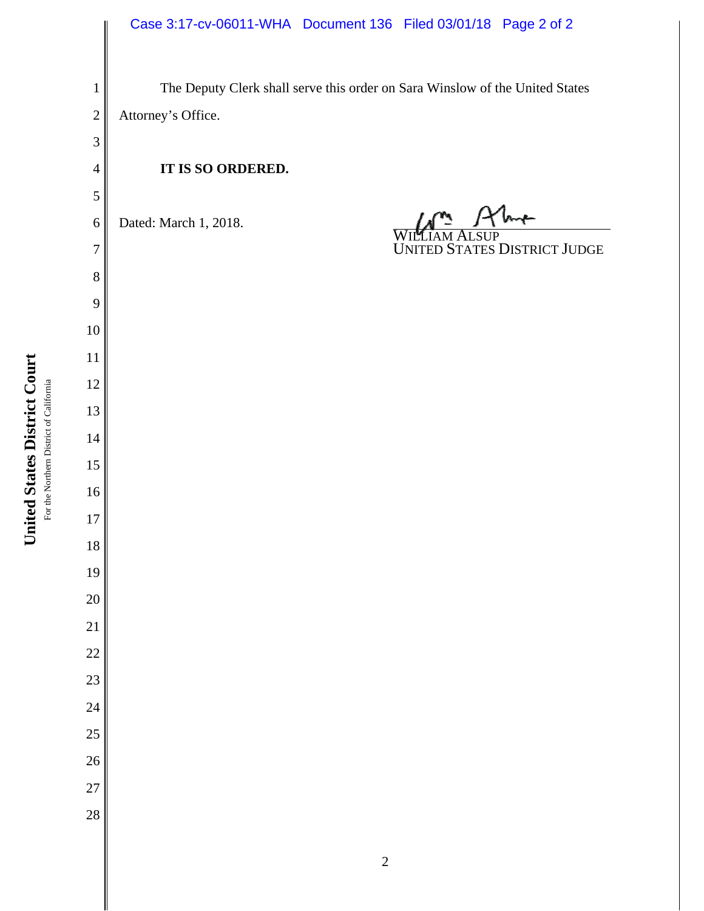The Deputy Clerk shall serve this order on Sara Winslow of the United States Attorney's Office.

**IT IS SO ORDERED.**

Dated: March 1, 2018.

WILLIAM ALSUP
UNITED STATES DISTRICT JUDGE